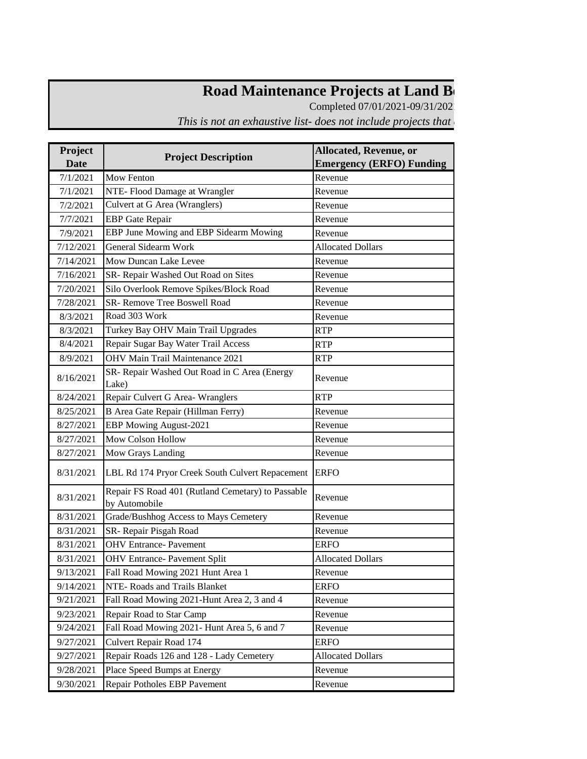# Road Maintenance Projects at Land B

Completed 07/01/2021-09/31/202

*This is not an exhaustive list- does not include projects that*

| Project Date | Project Description | Allocated, Revenue, or Emergency (ERFO) Funding |
|---|---|---|
| 7/1/2021 | Mow Fenton | Revenue |
| 7/1/2021 | NTE- Flood Damage at Wrangler | Revenue |
| 7/2/2021 | Culvert at G Area (Wranglers) | Revenue |
| 7/7/2021 | EBP Gate Repair | Revenue |
| 7/9/2021 | EBP June Mowing and EBP Sidearm Mowing | Revenue |
| 7/12/2021 | General Sidearm Work | Allocated Dollars |
| 7/14/2021 | Mow Duncan Lake Levee | Revenue |
| 7/16/2021 | SR- Repair Washed Out Road on Sites | Revenue |
| 7/20/2021 | Silo Overlook Remove Spikes/Block Road | Revenue |
| 7/28/2021 | SR- Remove Tree Boswell Road | Revenue |
| 8/3/2021 | Road 303 Work | Revenue |
| 8/3/2021 | Turkey Bay OHV Main Trail Upgrades | RTP |
| 8/4/2021 | Repair Sugar Bay Water Trail Access | RTP |
| 8/9/2021 | OHV Main Trail Maintenance 2021 | RTP |
| 8/16/2021 | SR- Repair Washed Out Road in C Area (Energy Lake) | Revenue |
| 8/24/2021 | Repair Culvert G Area- Wranglers | RTP |
| 8/25/2021 | B Area Gate Repair (Hillman Ferry) | Revenue |
| 8/27/2021 | EBP Mowing August-2021 | Revenue |
| 8/27/2021 | Mow Colson Hollow | Revenue |
| 8/27/2021 | Mow Grays Landing | Revenue |
| 8/31/2021 | LBL Rd 174 Pryor Creek South Culvert Repacement | ERFO |
| 8/31/2021 | Repair FS Road 401 (Rutland Cemetary) to Passable by Automobile | Revenue |
| 8/31/2021 | Grade/Bushhog Access to Mays Cemetery | Revenue |
| 8/31/2021 | SR- Repair Pisgah Road | Revenue |
| 8/31/2021 | OHV Entrance- Pavement | ERFO |
| 8/31/2021 | OHV Entrance- Pavement Split | Allocated Dollars |
| 9/13/2021 | Fall Road Mowing 2021 Hunt Area 1 | Revenue |
| 9/14/2021 | NTE- Roads and Trails Blanket | ERFO |
| 9/21/2021 | Fall Road Mowing 2021-Hunt Area 2, 3 and 4 | Revenue |
| 9/23/2021 | Repair Road to Star Camp | Revenue |
| 9/24/2021 | Fall Road Mowing 2021- Hunt Area 5, 6 and 7 | Revenue |
| 9/27/2021 | Culvert Repair Road 174 | ERFO |
| 9/27/2021 | Repair Roads 126 and 128 - Lady Cemetery | Allocated Dollars |
| 9/28/2021 | Place Speed Bumps at Energy | Revenue |
| 9/30/2021 | Repair Potholes EBP Pavement | Revenue |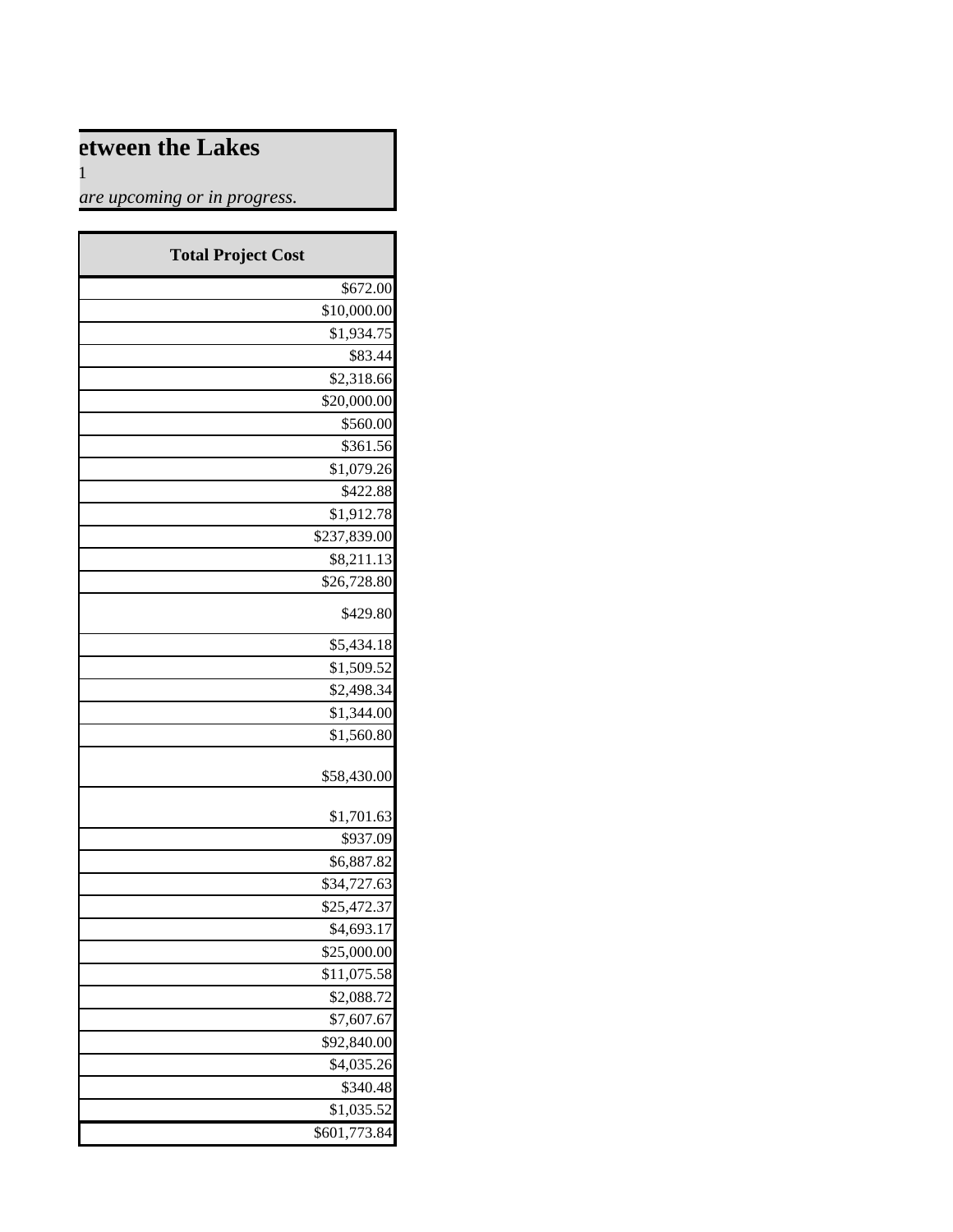**etween the Lakes**

1

*are upcoming or in progress.*

| Total Project Cost |
|---|
| $672.00 |
| $10,000.00 |
| $1,934.75 |
| $83.44 |
| $2,318.66 |
| $20,000.00 |
| $560.00 |
| $361.56 |
| $1,079.26 |
| $422.88 |
| $1,912.78 |
| $237,839.00 |
| $8,211.13 |
| $26,728.80 |
| $429.80 |
| $5,434.18 |
| $1,509.52 |
| $2,498.34 |
| $1,344.00 |
| $1,560.80 |
| $58,430.00 |
| $1,701.63 |
| $937.09 |
| $6,887.82 |
| $34,727.63 |
| $25,472.37 |
| $4,693.17 |
| $25,000.00 |
| $11,075.58 |
| $2,088.72 |
| $7,607.67 |
| $92,840.00 |
| $4,035.26 |
| $340.48 |
| $1,035.52 |
| $601,773.84 |